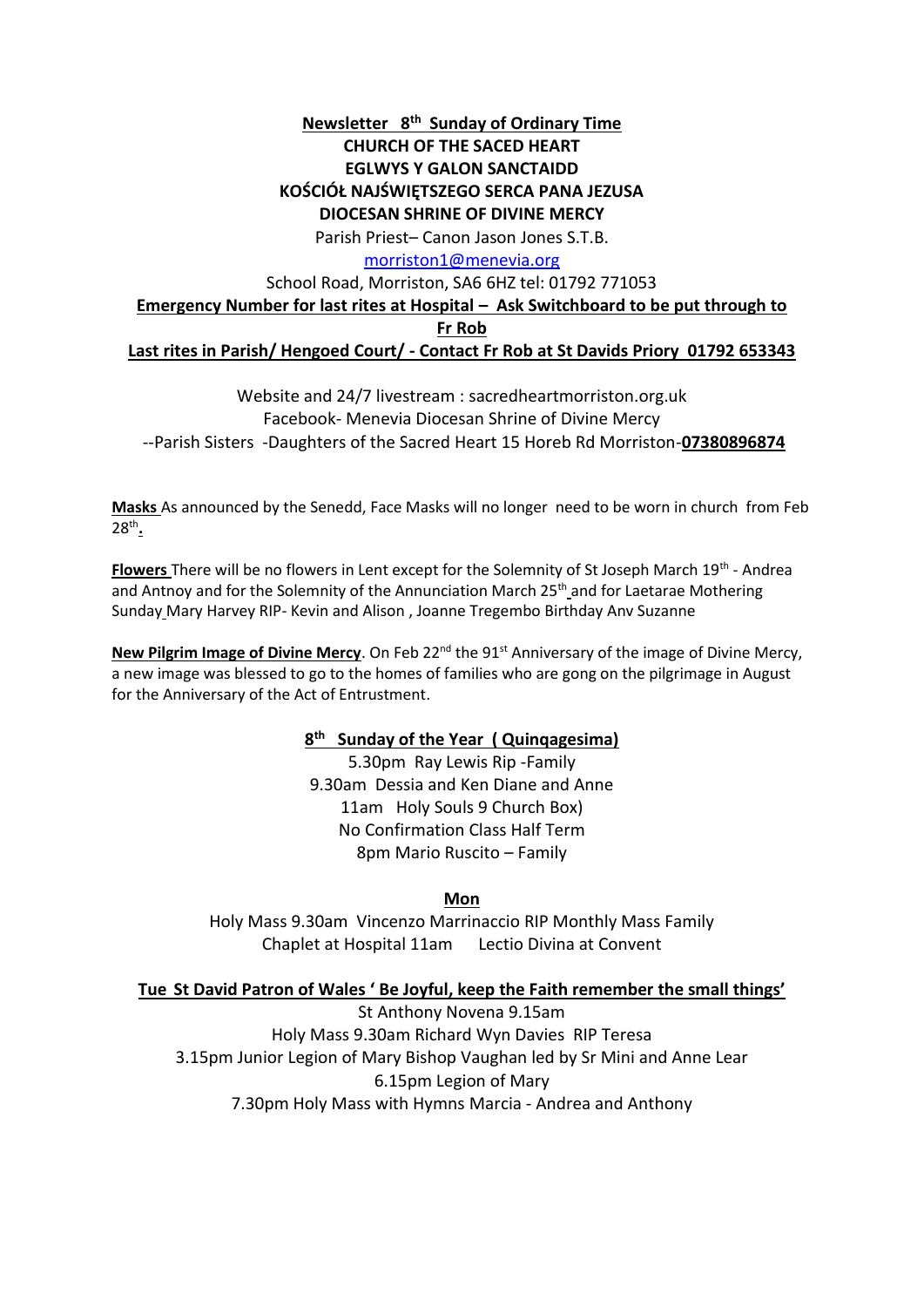**Newsletter 8th Sunday of Ordinary Time**
**CHURCH OF THE SACED HEART**
**EGLWYS Y GALON SANCTAIDD**
**KOŚCIÓŁ NAJŚWIĘTSZEGO SERCA PANA JEZUSA**
**DIOCESAN SHRINE OF DIVINE MERCY**

Parish Priest– Canon Jason Jones S.T.B.

morriston1@menevia.org

School Road, Morriston, SA6 6HZ tel: 01792 771053

**Emergency Number for last rites at Hospital – Ask Switchboard to be put through to Fr Rob**

**Last rites in Parish/ Hengoed Court/ - Contact Fr Rob at St Davids Priory 01792 653343**

Website and 24/7 livestream : sacredheartmorriston.org.uk

Facebook- Menevia Diocesan Shrine of Divine Mercy

--Parish Sisters -Daughters of the Sacred Heart 15 Horeb Rd Morriston-**07380896874**

**Masks** As announced by the Senedd, Face Masks will no longer need to be worn in church from Feb 28th.

**Flowers** There will be no flowers in Lent except for the Solemnity of St Joseph March 19th - Andrea and Antnoy and for the Solemnity of the Annunciation March 25th and for Laetarae Mothering Sunday Mary Harvey RIP- Kevin and Alison , Joanne Tregembo Birthday Anv Suzanne

**New Pilgrim Image of Divine Mercy**. On Feb 22nd the 91st Anniversary of the image of Divine Mercy, a new image was blessed to go to the homes of families who are gong on the pilgrimage in August for the Anniversary of the Act of Entrustment.

**8th Sunday of the Year ( Quinqagesima)**

5.30pm Ray Lewis Rip -Family
9.30am Dessia and Ken Diane and Anne
11am Holy Souls 9 Church Box)
No Confirmation Class Half Term
8pm Mario Ruscito – Family

**Mon**

Holy Mass 9.30am Vincenzo Marrinaccio RIP Monthly Mass Family
Chaplet at Hospital 11am Lectio Divina at Convent

**Tue St David Patron of Wales ' Be Joyful, keep the Faith remember the small things'**

St Anthony Novena 9.15am
Holy Mass 9.30am Richard Wyn Davies RIP Teresa
3.15pm Junior Legion of Mary Bishop Vaughan led by Sr Mini and Anne Lear
6.15pm Legion of Mary
7.30pm Holy Mass with Hymns Marcia - Andrea and Anthony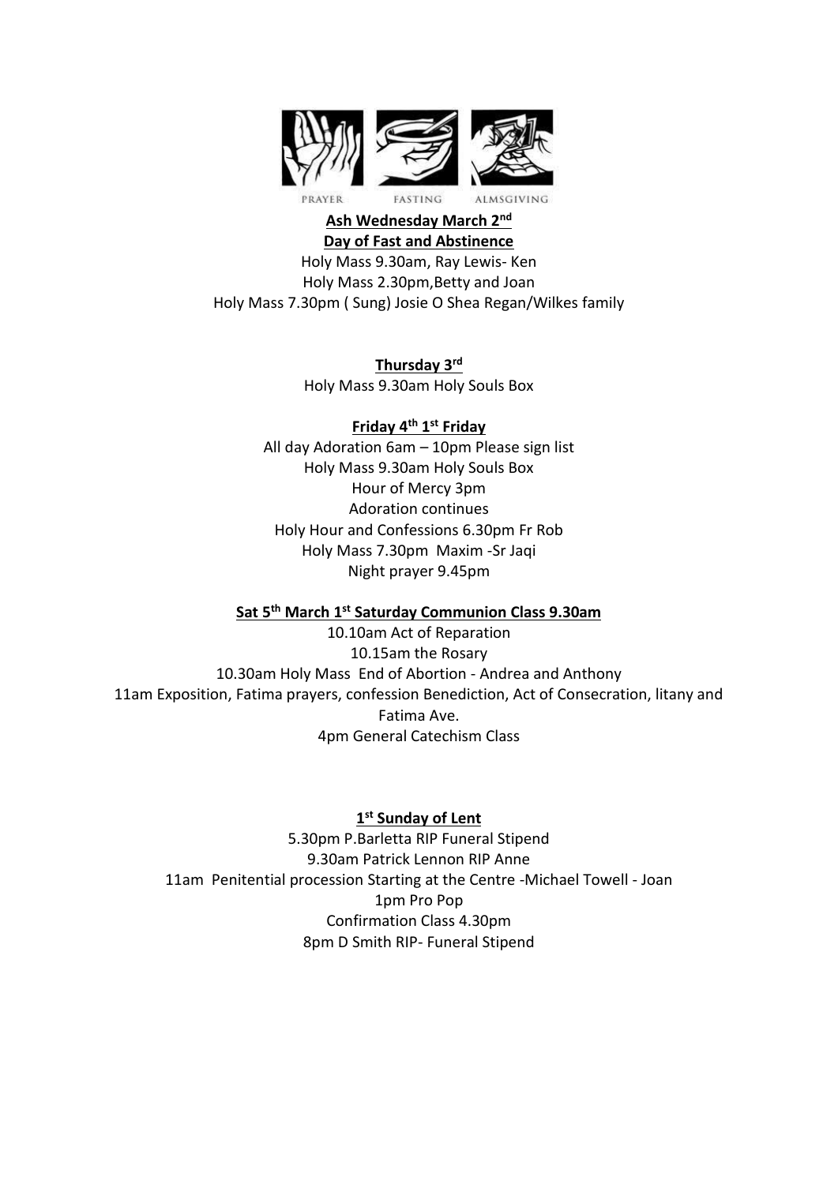PRAYER FASTING ALMSGIVING

**Ash Wednesday March 2nd**

**Day of Fast and Abstinence**

Holy Mass 9.30am, Ray Lewis- Ken

Holy Mass 2.30pm,Betty and Joan

Holy Mass 7.30pm ( Sung) Josie O Shea Regan/Wilkes family

**Thursday 3rd**

Holy Mass 9.30am Holy Souls Box

**Friday 4th 1st Friday**

All day Adoration 6am – 10pm Please sign list

Holy Mass 9.30am Holy Souls Box

Hour of Mercy 3pm

Adoration continues

Holy Hour and Confessions 6.30pm Fr Rob

Holy Mass 7.30pm Maxim -Sr Jaqi

Night prayer 9.45pm

**Sat 5th March 1st Saturday Communion Class 9.30am**

10.10am Act of Reparation

10.15am the Rosary

10.30am Holy Mass End of Abortion - Andrea and Anthony

11am Exposition, Fatima prayers, confession Benediction, Act of Consecration, litany and Fatima Ave.

4pm General Catechism Class

**1st Sunday of Lent**

5.30pm P.Barletta RIP Funeral Stipend

9.30am Patrick Lennon RIP Anne

11am Penitential procession Starting at the Centre -Michael Towell - Joan

1pm Pro Pop

Confirmation Class 4.30pm

8pm D Smith RIP- Funeral Stipend